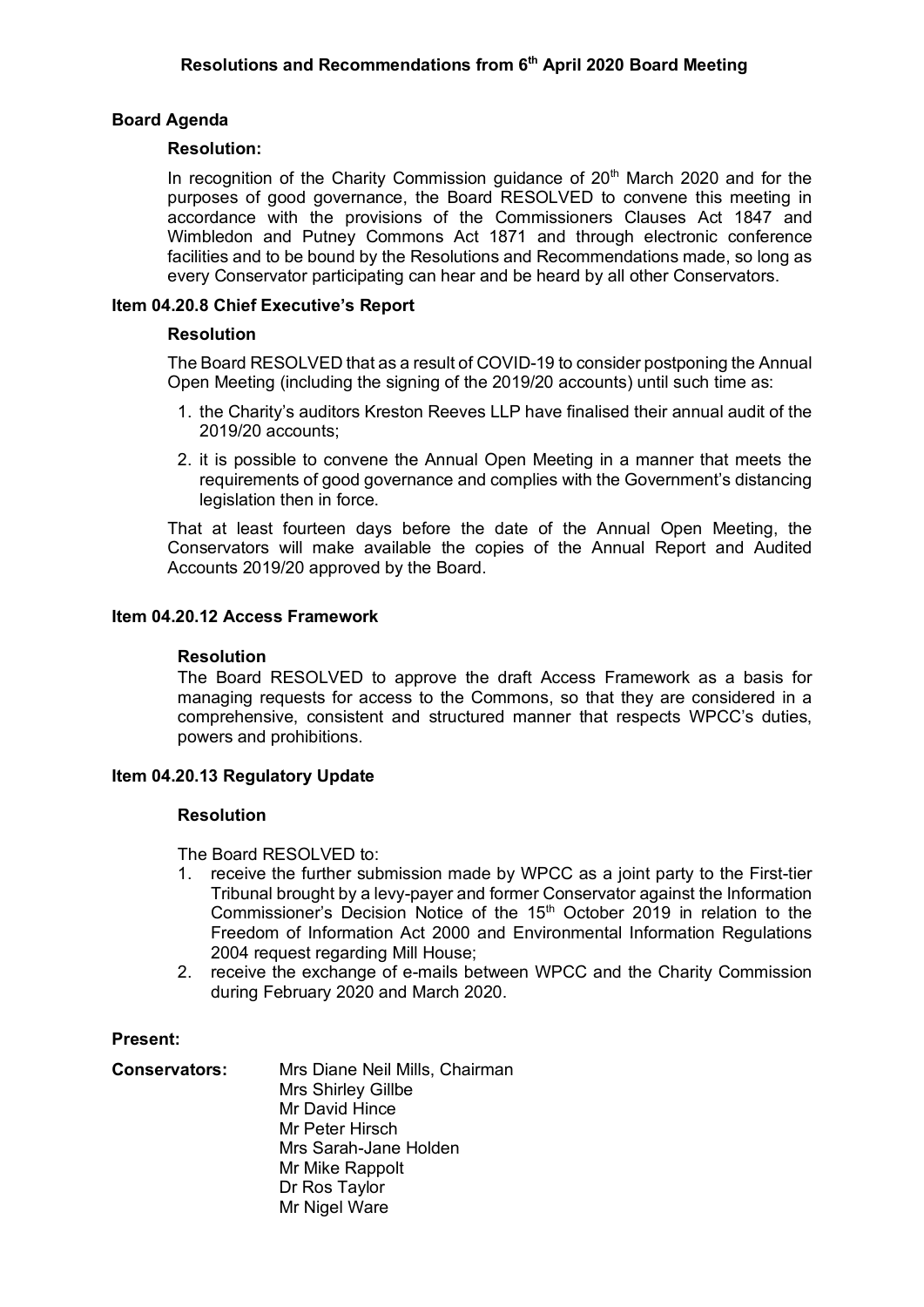# Resolutions and Recommendations from 6th April 2020 Board Meeting

## Board Agenda

### Resolution:

In recognition of the Charity Commission guidance of 20th March 2020 and for the purposes of good governance, the Board RESOLVED to convene this meeting in accordance with the provisions of the Commissioners Clauses Act 1847 and Wimbledon and Putney Commons Act 1871 and through electronic conference facilities and to be bound by the Resolutions and Recommendations made, so long as every Conservator participating can hear and be heard by all other Conservators.

## Item 04.20.8 Chief Executive's Report

### Resolution

The Board RESOLVED that as a result of COVID-19 to consider postponing the Annual Open Meeting (including the signing of the 2019/20 accounts) until such time as:

1. the Charity's auditors Kreston Reeves LLP have finalised their annual audit of the 2019/20 accounts;
2. it is possible to convene the Annual Open Meeting in a manner that meets the requirements of good governance and complies with the Government's distancing legislation then in force.

That at least fourteen days before the date of the Annual Open Meeting, the Conservators will make available the copies of the Annual Report and Audited Accounts 2019/20 approved by the Board.

## Item 04.20.12 Access Framework

### Resolution

The Board RESOLVED to approve the draft Access Framework as a basis for managing requests for access to the Commons, so that they are considered in a comprehensive, consistent and structured manner that respects WPCC's duties, powers and prohibitions.

## Item 04.20.13 Regulatory Update

### Resolution

The Board RESOLVED to:

1. receive the further submission made by WPCC as a joint party to the First-tier Tribunal brought by a levy-payer and former Conservator against the Information Commissioner's Decision Notice of the 15th October 2019 in relation to the Freedom of Information Act 2000 and Environmental Information Regulations 2004 request regarding Mill House;
2. receive the exchange of e-mails between WPCC and the Charity Commission during February 2020 and March 2020.

## Present:

**Conservators:**

Mrs Diane Neil Mills, Chairman
Mrs Shirley Gillbe
Mr David Hince
Mr Peter Hirsch
Mrs Sarah-Jane Holden
Mr Mike Rappolt
Dr Ros Taylor
Mr Nigel Ware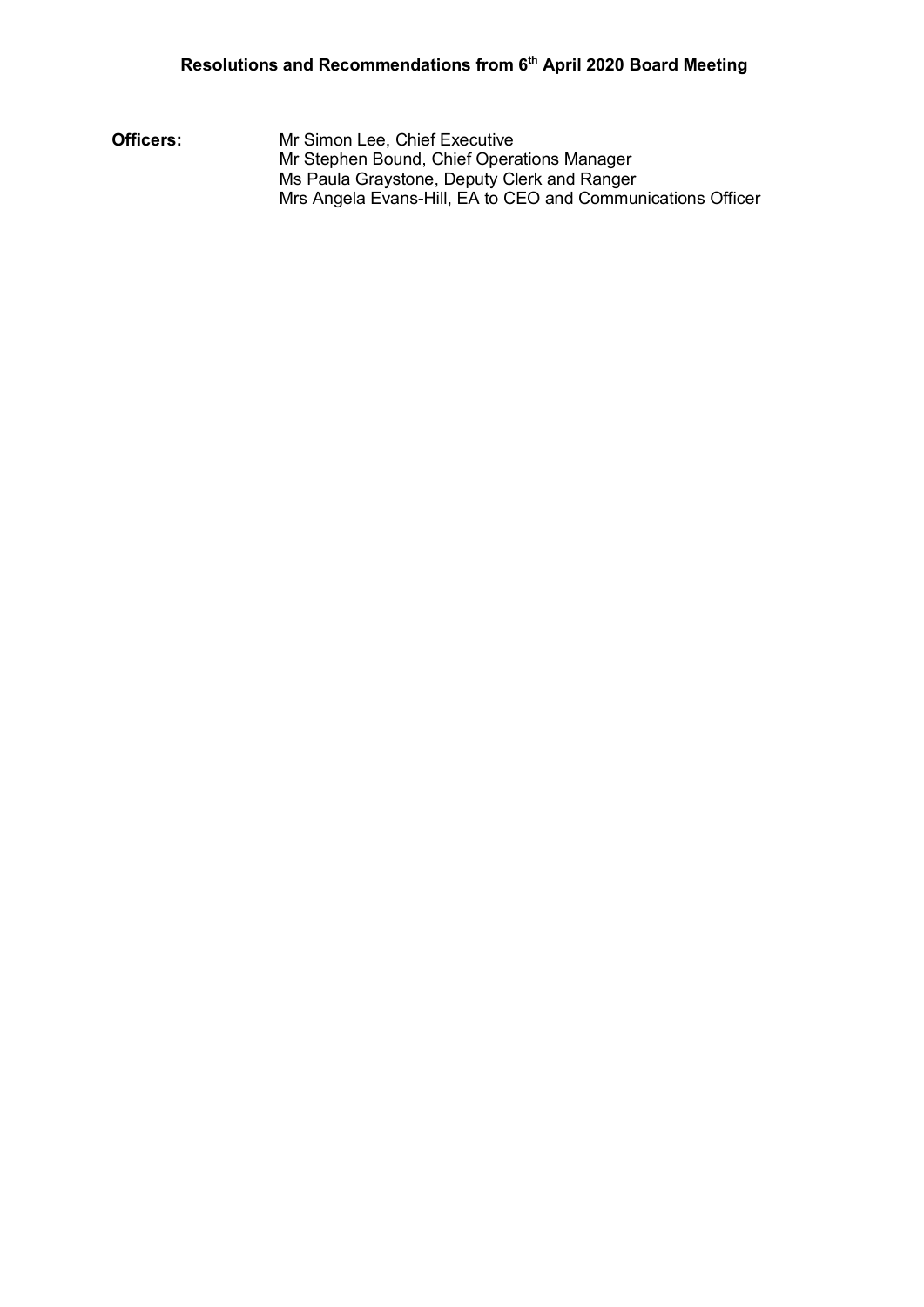**Resolutions and Recommendations from 6th April 2020 Board Meeting**

**Officers:**

Mr Simon Lee, Chief Executive
Mr Stephen Bound, Chief Operations Manager
Ms Paula Graystone, Deputy Clerk and Ranger
Mrs Angela Evans-Hill, EA to CEO and Communications Officer